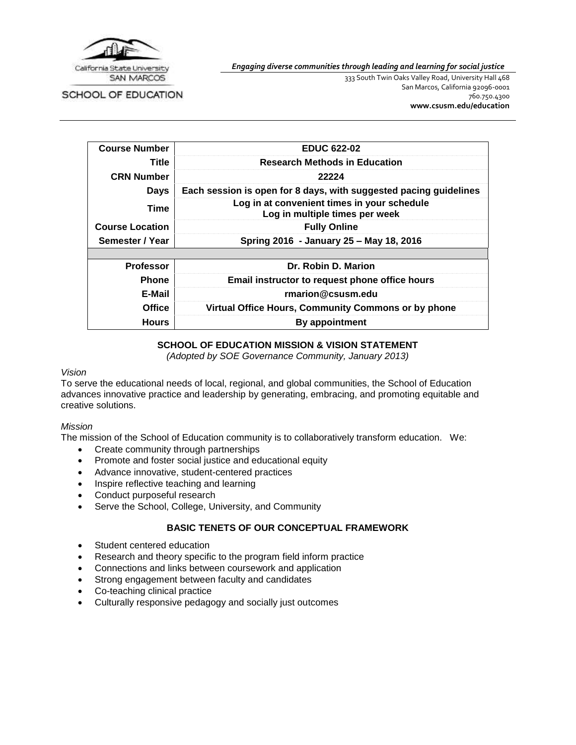California State University SAN MARCOS

SCHOOL OF EDUCATION

***Engaging diverse communities through leading and learning for social justice***

333 South Twin Oaks Valley Road, University Hall 468
San Marcos, California 92096-0001
760.750.4300
**www.csusm.edu/education**

| **Course Number** | **EDUC 622-02** |
|---|---|
| **Title** | **Research Methods in Education** |
| **CRN Number** | **22224** |
| **Days** | **Each session is open for 8 days, with suggested pacing guidelines** |
| **Time** | **Log in at convenient times in your schedule Log in multiple times per week** |
| **Course Location** | **Fully Online** |
| **Semester / Year** | **Spring 2016 - January 25 – May 18, 2016** |
| | |
| **Professor** | **Dr. Robin D. Marion** |
| **Phone** | **Email instructor to request phone office hours** |
| **E-Mail** | **rmarion@csusm.edu** |
| **Office** | **Virtual Office Hours, Community Commons or by phone** |
| **Hours** | **By appointment** |

## SCHOOL OF EDUCATION MISSION & VISION STATEMENT

*(Adopted by SOE Governance Community, January 2013)*

*Vision*

To serve the educational needs of local, regional, and global communities, the School of Education advances innovative practice and leadership by generating, embracing, and promoting equitable and creative solutions.

*Mission*

The mission of the School of Education community is to collaboratively transform education. We:

- Create community through partnerships
- Promote and foster social justice and educational equity
- Advance innovative, student-centered practices
- Inspire reflective teaching and learning
- Conduct purposeful research
- Serve the School, College, University, and Community

## BASIC TENETS OF OUR CONCEPTUAL FRAMEWORK

- Student centered education
- Research and theory specific to the program field inform practice
- Connections and links between coursework and application
- Strong engagement between faculty and candidates
- Co-teaching clinical practice
- Culturally responsive pedagogy and socially just outcomes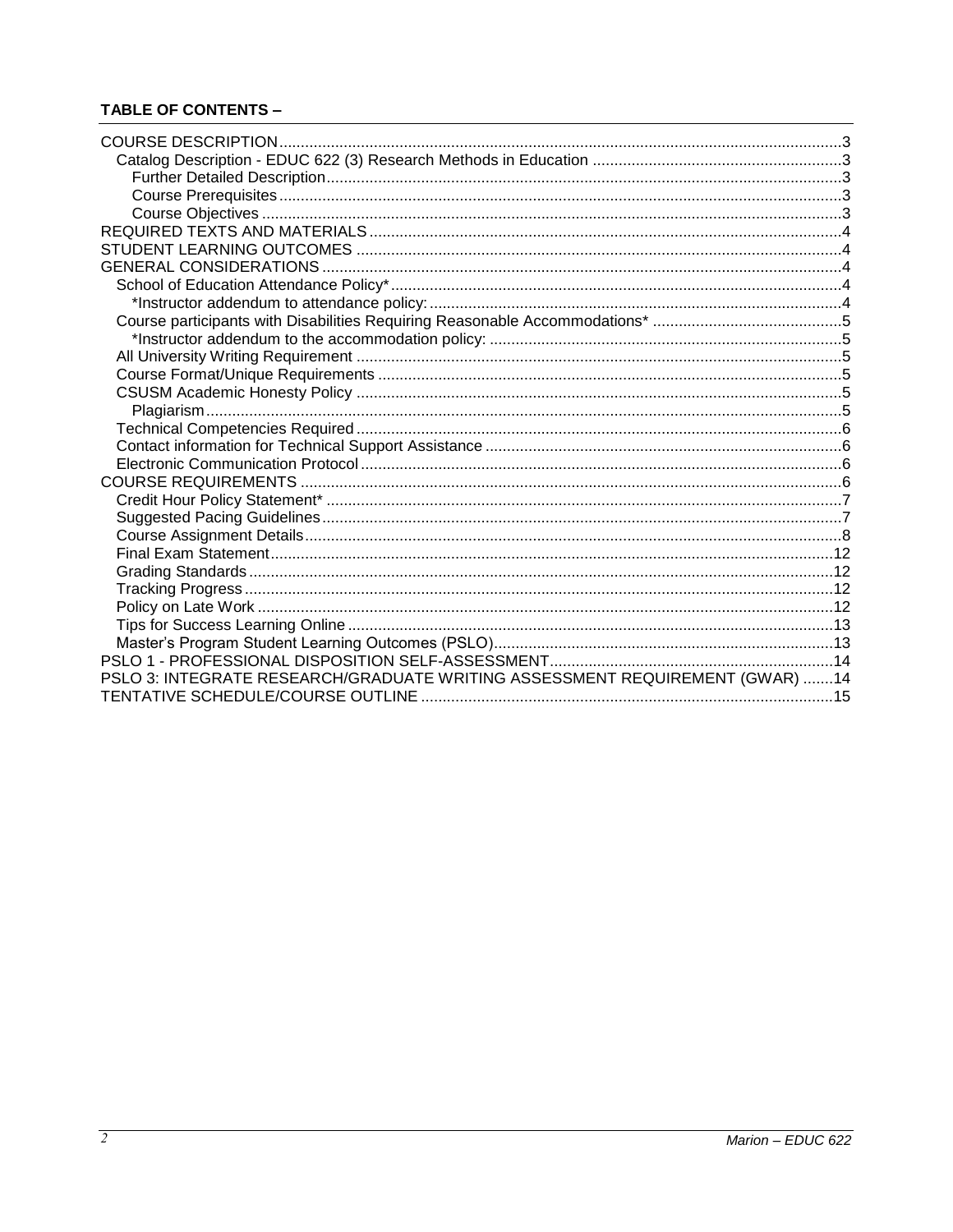**TABLE OF CONTENTS –**

- COURSE DESCRIPTION .....3
  - Catalog Description - EDUC 622 (3) Research Methods in Education .....3
    - Further Detailed Description .....3
    - Course Prerequisites .....3
    - Course Objectives .....3
- REQUIRED TEXTS AND MATERIALS .....4
- STUDENT LEARNING OUTCOMES .....4
- GENERAL CONSIDERATIONS .....4
  - School of Education Attendance Policy* .....4
    - *Instructor addendum to attendance policy: .....4
  - Course participants with Disabilities Requiring Reasonable Accommodations* .....5
    - *Instructor addendum to the accommodation policy: .....5
  - All University Writing Requirement .....5
  - Course Format/Unique Requirements .....5
  - CSUSM Academic Honesty Policy .....5
    - Plagiarism .....5
  - Technical Competencies Required .....6
  - Contact information for Technical Support Assistance .....6
  - Electronic Communication Protocol .....6
- COURSE REQUIREMENTS .....6
  - Credit Hour Policy Statement* .....7
  - Suggested Pacing Guidelines .....7
  - Course Assignment Details .....8
  - Final Exam Statement .....12
  - Grading Standards .....12
  - Tracking Progress .....12
  - Policy on Late Work .....12
  - Tips for Success Learning Online .....13
  - Master's Program Student Learning Outcomes (PSLO) .....13
- PSLO 1 - PROFESSIONAL DISPOSITION SELF-ASSESSMENT .....14
- PSLO 3: INTEGRATE RESEARCH/GRADUATE WRITING ASSESSMENT REQUIREMENT (GWAR) .....14
- TENTATIVE SCHEDULE/COURSE OUTLINE .....15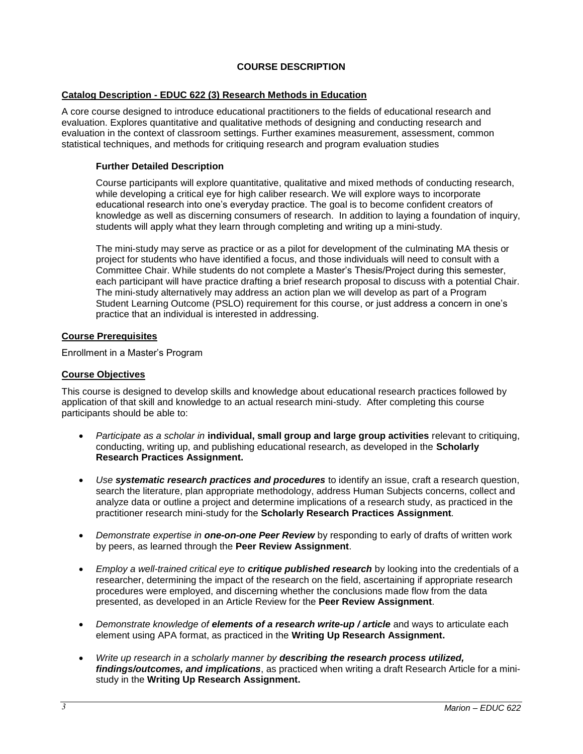# COURSE DESCRIPTION

## Catalog Description - EDUC 622 (3) Research Methods in Education

A core course designed to introduce educational practitioners to the fields of educational research and evaluation. Explores quantitative and qualitative methods of designing and conducting research and evaluation in the context of classroom settings. Further examines measurement, assessment, common statistical techniques, and methods for critiquing research and program evaluation studies

### Further Detailed Description

Course participants will explore quantitative, qualitative and mixed methods of conducting research, while developing a critical eye for high caliber research. We will explore ways to incorporate educational research into one's everyday practice. The goal is to become confident creators of knowledge as well as discerning consumers of research. In addition to laying a foundation of inquiry, students will apply what they learn through completing and writing up a mini-study.

The mini-study may serve as practice or as a pilot for development of the culminating MA thesis or project for students who have identified a focus, and those individuals will need to consult with a Committee Chair. While students do not complete a Master's Thesis/Project during this semester, each participant will have practice drafting a brief research proposal to discuss with a potential Chair. The mini-study alternatively may address an action plan we will develop as part of a Program Student Learning Outcome (PSLO) requirement for this course, or just address a concern in one's practice that an individual is interested in addressing.

## Course Prerequisites

Enrollment in a Master's Program

## Course Objectives

This course is designed to develop skills and knowledge about educational research practices followed by application of that skill and knowledge to an actual research mini-study. After completing this course participants should be able to:

- *Participate as a scholar in* **individual, small group and large group activities** relevant to critiquing, conducting, writing up, and publishing educational research, as developed in the **Scholarly Research Practices Assignment.**
- *Use* ***systematic research practices and procedures*** to identify an issue, craft a research question, search the literature, plan appropriate methodology, address Human Subjects concerns, collect and analyze data or outline a project and determine implications of a research study, as practiced in the practitioner research mini-study for the **Scholarly Research Practices Assignment**.
- *Demonstrate expertise in* ***one-on-one Peer Review*** by responding to early of drafts of written work by peers, as learned through the **Peer Review Assignment**.
- *Employ a well-trained critical eye to* ***critique published research*** by looking into the credentials of a researcher, determining the impact of the research on the field, ascertaining if appropriate research procedures were employed, and discerning whether the conclusions made flow from the data presented, as developed in an Article Review for the **Peer Review Assignment**.
- *Demonstrate knowledge of* ***elements of a research write-up / article*** and ways to articulate each element using APA format, as practiced in the **Writing Up Research Assignment.**
- *Write up research in a scholarly manner by* ***describing the research process utilized, findings/outcomes, and implications***, as practiced when writing a draft Research Article for a mini-study in the **Writing Up Research Assignment.**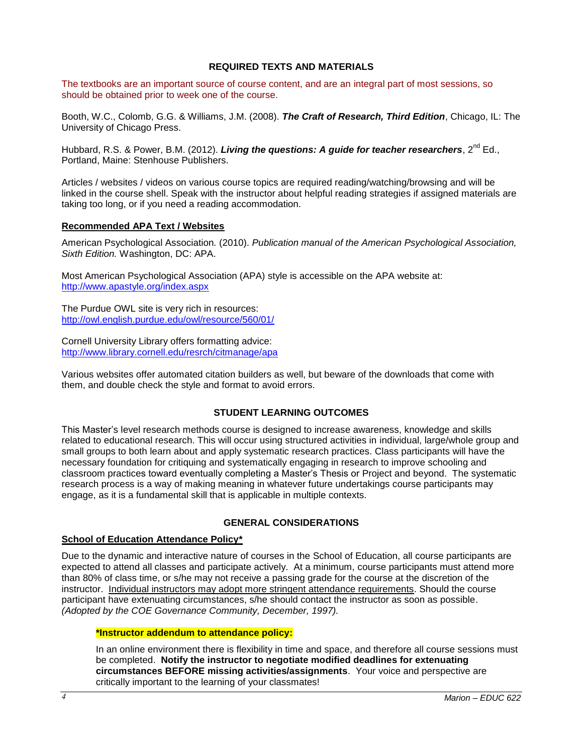## REQUIRED TEXTS AND MATERIALS

The textbooks are an important source of course content, and are an integral part of most sessions, so should be obtained prior to week one of the course.

Booth, W.C., Colomb, G.G. & Williams, J.M. (2008). ***The Craft of Research, Third Edition***, Chicago, IL: The University of Chicago Press.

Hubbard, R.S. & Power, B.M. (2012). ***Living the questions: A guide for teacher researchers***, 2nd Ed., Portland, Maine: Stenhouse Publishers.

Articles / websites / videos on various course topics are required reading/watching/browsing and will be linked in the course shell. Speak with the instructor about helpful reading strategies if assigned materials are taking too long, or if you need a reading accommodation.

### Recommended APA Text / Websites

American Psychological Association. (2010). *Publication manual of the American Psychological Association, Sixth Edition.* Washington, DC: APA.

Most American Psychological Association (APA) style is accessible on the APA website at: http://www.apastyle.org/index.aspx

The Purdue OWL site is very rich in resources: http://owl.english.purdue.edu/owl/resource/560/01/

Cornell University Library offers formatting advice: http://www.library.cornell.edu/resrch/citmanage/apa

Various websites offer automated citation builders as well, but beware of the downloads that come with them, and double check the style and format to avoid errors.

## STUDENT LEARNING OUTCOMES

This Master's level research methods course is designed to increase awareness, knowledge and skills related to educational research. This will occur using structured activities in individual, large/whole group and small groups to both learn about and apply systematic research practices. Class participants will have the necessary foundation for critiquing and systematically engaging in research to improve schooling and classroom practices toward eventually completing a Master's Thesis or Project and beyond. The systematic research process is a way of making meaning in whatever future undertakings course participants may engage, as it is a fundamental skill that is applicable in multiple contexts.

## GENERAL CONSIDERATIONS

### School of Education Attendance Policy*

Due to the dynamic and interactive nature of courses in the School of Education, all course participants are expected to attend all classes and participate actively. At a minimum, course participants must attend more than 80% of class time, or s/he may not receive a passing grade for the course at the discretion of the instructor. Individual instructors may adopt more stringent attendance requirements. Should the course participant have extenuating circumstances, s/he should contact the instructor as soon as possible. *(Adopted by the COE Governance Community, December, 1997).*

> **\*Instructor addendum to attendance policy:**
>
> In an online environment there is flexibility in time and space, and therefore all course sessions must be completed. **Notify the instructor to negotiate modified deadlines for extenuating circumstances BEFORE missing activities/assignments**. Your voice and perspective are critically important to the learning of your classmates!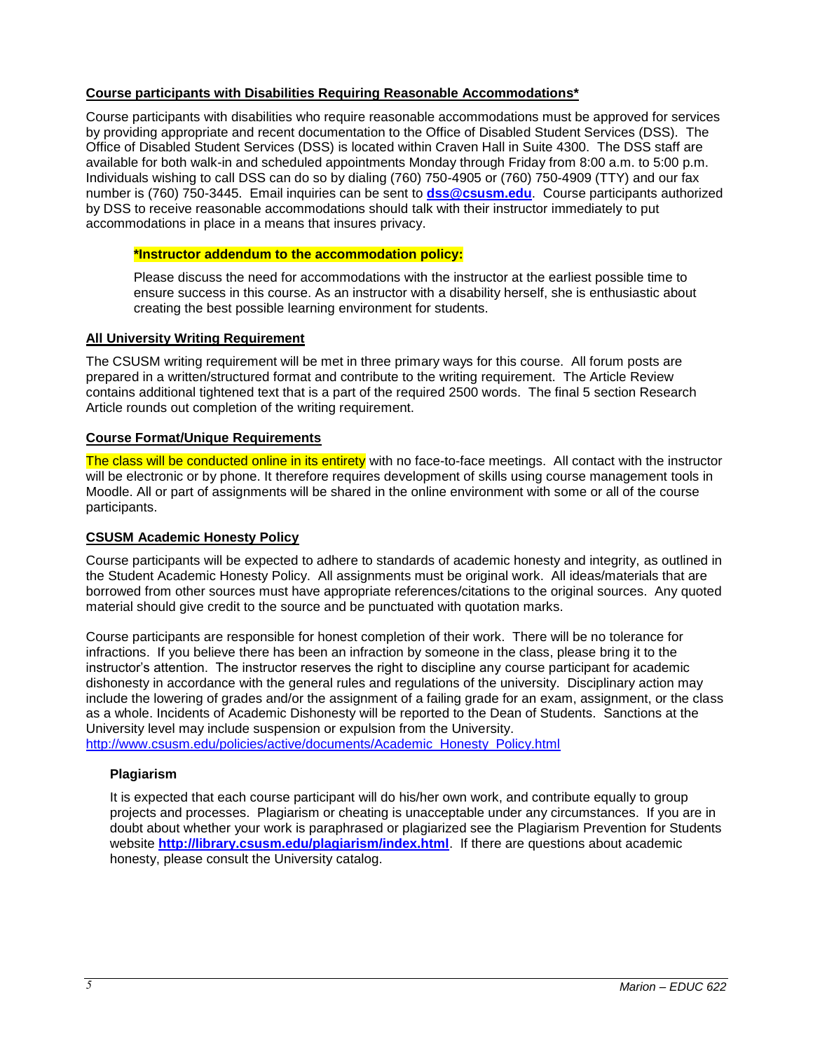**Course participants with Disabilities Requiring Reasonable Accommodations***

Course participants with disabilities who require reasonable accommodations must be approved for services by providing appropriate and recent documentation to the Office of Disabled Student Services (DSS). The Office of Disabled Student Services (DSS) is located within Craven Hall in Suite 4300. The DSS staff are available for both walk-in and scheduled appointments Monday through Friday from 8:00 a.m. to 5:00 p.m. Individuals wishing to call DSS can do so by dialing (760) 750-4905 or (760) 750-4909 (TTY) and our fax number is (760) 750-3445. Email inquiries can be sent to **dss@csusm.edu**. Course participants authorized by DSS to receive reasonable accommodations should talk with their instructor immediately to put accommodations in place in a means that insures privacy.

> ***Instructor addendum to the accommodation policy:**
>
> Please discuss the need for accommodations with the instructor at the earliest possible time to ensure success in this course. As an instructor with a disability herself, she is enthusiastic about creating the best possible learning environment for students.

**All University Writing Requirement**

The CSUSM writing requirement will be met in three primary ways for this course. All forum posts are prepared in a written/structured format and contribute to the writing requirement. The Article Review contains additional tightened text that is a part of the required 2500 words. The final 5 section Research Article rounds out completion of the writing requirement.

**Course Format/Unique Requirements**

The class will be conducted online in its entirety with no face-to-face meetings. All contact with the instructor will be electronic or by phone. It therefore requires development of skills using course management tools in Moodle. All or part of assignments will be shared in the online environment with some or all of the course participants.

**CSUSM Academic Honesty Policy**

Course participants will be expected to adhere to standards of academic honesty and integrity, as outlined in the Student Academic Honesty Policy. All assignments must be original work. All ideas/materials that are borrowed from other sources must have appropriate references/citations to the original sources. Any quoted material should give credit to the source and be punctuated with quotation marks.

Course participants are responsible for honest completion of their work. There will be no tolerance for infractions. If you believe there has been an infraction by someone in the class, please bring it to the instructor's attention. The instructor reserves the right to discipline any course participant for academic dishonesty in accordance with the general rules and regulations of the university. Disciplinary action may include the lowering of grades and/or the assignment of a failing grade for an exam, assignment, or the class as a whole. Incidents of Academic Dishonesty will be reported to the Dean of Students. Sanctions at the University level may include suspension or expulsion from the University.
http://www.csusm.edu/policies/active/documents/Academic_Honesty_Policy.html

**Plagiarism**

It is expected that each course participant will do his/her own work, and contribute equally to group projects and processes. Plagiarism or cheating is unacceptable under any circumstances. If you are in doubt about whether your work is paraphrased or plagiarized see the Plagiarism Prevention for Students website **http://library.csusm.edu/plagiarism/index.html**. If there are questions about academic honesty, please consult the University catalog.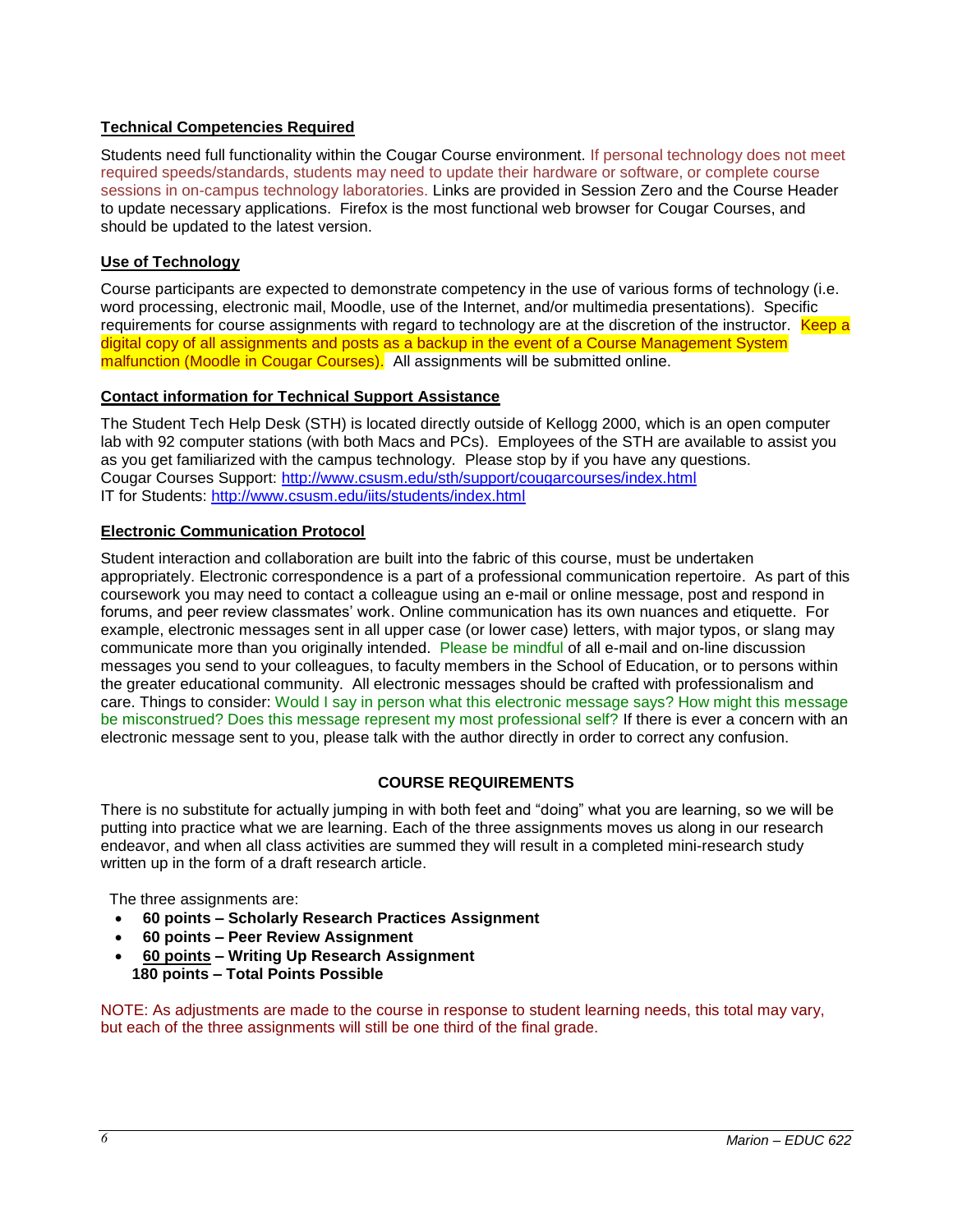### **Technical Competencies Required**

Students need full functionality within the Cougar Course environment. If personal technology does not meet required speeds/standards, students may need to update their hardware or software, or complete course sessions in on-campus technology laboratories. Links are provided in Session Zero and the Course Header to update necessary applications. Firefox is the most functional web browser for Cougar Courses, and should be updated to the latest version.

### **Use of Technology**

Course participants are expected to demonstrate competency in the use of various forms of technology (i.e. word processing, electronic mail, Moodle, use of the Internet, and/or multimedia presentations). Specific requirements for course assignments with regard to technology are at the discretion of the instructor. Keep a digital copy of all assignments and posts as a backup in the event of a Course Management System malfunction (Moodle in Cougar Courses). All assignments will be submitted online.

### **Contact information for Technical Support Assistance**

The Student Tech Help Desk (STH) is located directly outside of Kellogg 2000, which is an open computer lab with 92 computer stations (with both Macs and PCs). Employees of the STH are available to assist you as you get familiarized with the campus technology. Please stop by if you have any questions.
Cougar Courses Support: http://www.csusm.edu/sth/support/cougarcourses/index.html
IT for Students: http://www.csusm.edu/iits/students/index.html

### **Electronic Communication Protocol**

Student interaction and collaboration are built into the fabric of this course, must be undertaken appropriately. Electronic correspondence is a part of a professional communication repertoire. As part of this coursework you may need to contact a colleague using an e-mail or online message, post and respond in forums, and peer review classmates' work. Online communication has its own nuances and etiquette. For example, electronic messages sent in all upper case (or lower case) letters, with major typos, or slang may communicate more than you originally intended. Please be mindful of all e-mail and on-line discussion messages you send to your colleagues, to faculty members in the School of Education, or to persons within the greater educational community. All electronic messages should be crafted with professionalism and care. Things to consider: Would I say in person what this electronic message says? How might this message be misconstrued? Does this message represent my most professional self? If there is ever a concern with an electronic message sent to you, please talk with the author directly in order to correct any confusion.

## **COURSE REQUIREMENTS**

There is no substitute for actually jumping in with both feet and "doing" what you are learning, so we will be putting into practice what we are learning. Each of the three assignments moves us along in our research endeavor, and when all class activities are summed they will result in a completed mini-research study written up in the form of a draft research article.

The three assignments are:

- **60 points – Scholarly Research Practices Assignment**
- **60 points – Peer Review Assignment**
- **60 points – Writing Up Research Assignment**

**180 points – Total Points Possible**

NOTE: As adjustments are made to the course in response to student learning needs, this total may vary, but each of the three assignments will still be one third of the final grade.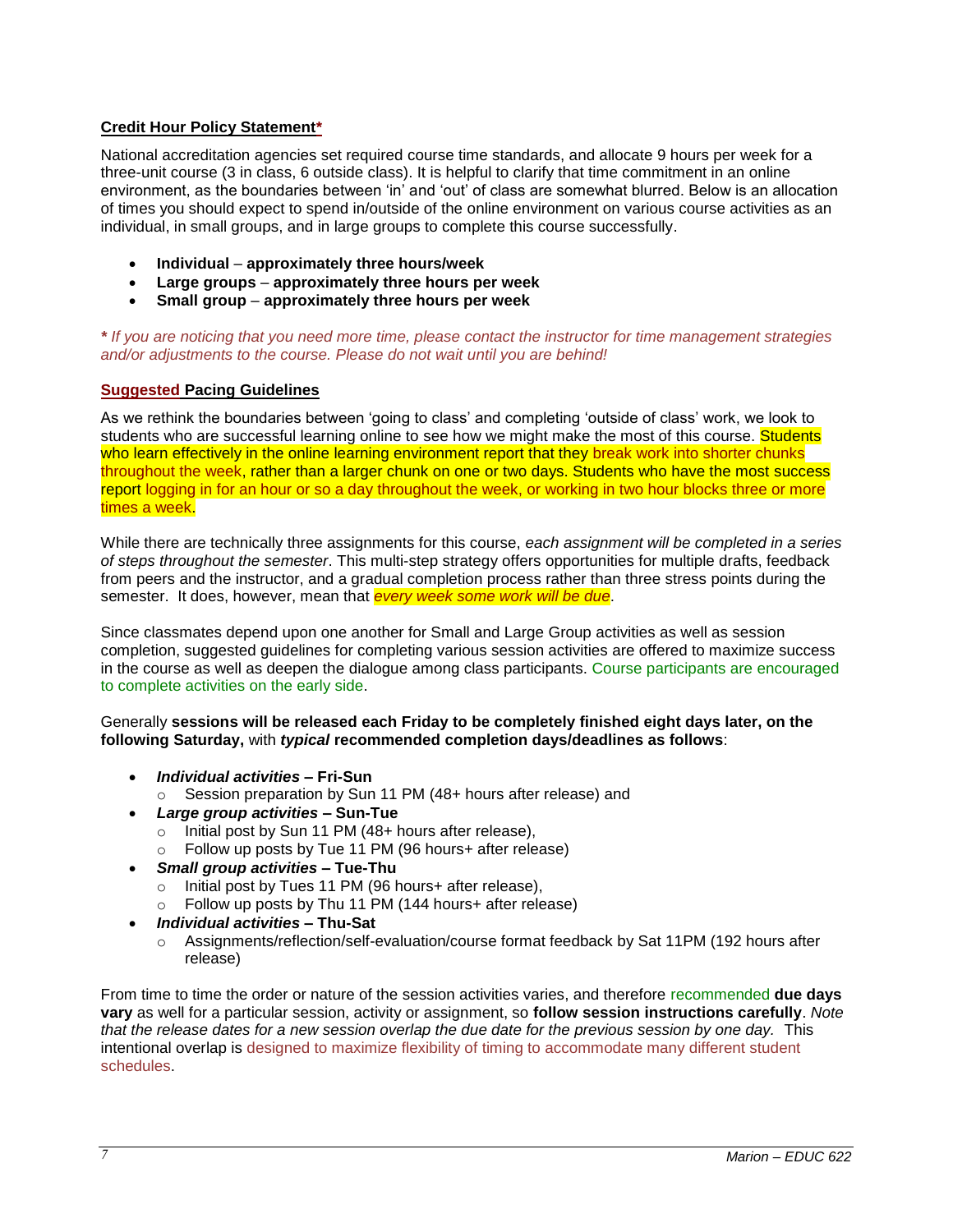### Credit Hour Policy Statement*

National accreditation agencies set required course time standards, and allocate 9 hours per week for a three-unit course (3 in class, 6 outside class). It is helpful to clarify that time commitment in an online environment, as the boundaries between 'in' and 'out' of class are somewhat blurred. Below is an allocation of times you should expect to spend in/outside of the online environment on various course activities as an individual, in small groups, and in large groups to complete this course successfully.

- **Individual – approximately three hours/week**
- **Large groups – approximately three hours per week**
- **Small group – approximately three hours per week**

***** *If you are noticing that you need more time, please contact the instructor for time management strategies and/or adjustments to the course. Please do not wait until you are behind!*

### Suggested Pacing Guidelines

As we rethink the boundaries between 'going to class' and completing 'outside of class' work, we look to students who are successful learning online to see how we might make the most of this course. Students who learn effectively in the online learning environment report that they break work into shorter chunks throughout the week, rather than a larger chunk on one or two days. Students who have the most success report logging in for an hour or so a day throughout the week, or working in two hour blocks three or more times a week.

While there are technically three assignments for this course, *each assignment will be completed in a series of steps throughout the semester*. This multi-step strategy offers opportunities for multiple drafts, feedback from peers and the instructor, and a gradual completion process rather than three stress points during the semester. It does, however, mean that *every week some work will be due*.

Since classmates depend upon one another for Small and Large Group activities as well as session completion, suggested guidelines for completing various session activities are offered to maximize success in the course as well as deepen the dialogue among class participants. Course participants are encouraged to complete activities on the early side.

Generally **sessions will be released each Friday to be completely finished eight days later, on the following Saturday,** with ***typical*** **recommended completion days/deadlines as follows**:

- ***Individual activities* – Fri-Sun**
  - Session preparation by Sun 11 PM (48+ hours after release) and
- ***Large group activities* – Sun-Tue**
  - Initial post by Sun 11 PM (48+ hours after release),
  - Follow up posts by Tue 11 PM (96 hours+ after release)
- ***Small group activities* – Tue-Thu**
  - Initial post by Tues 11 PM (96 hours+ after release),
  - Follow up posts by Thu 11 PM (144 hours+ after release)
- ***Individual activities* – Thu-Sat**
  - Assignments/reflection/self-evaluation/course format feedback by Sat 11PM (192 hours after release)

From time to time the order or nature of the session activities varies, and therefore recommended **due days vary** as well for a particular session, activity or assignment, so **follow session instructions carefully**. *Note that the release dates for a new session overlap the due date for the previous session by one day.* This intentional overlap is designed to maximize flexibility of timing to accommodate many different student schedules.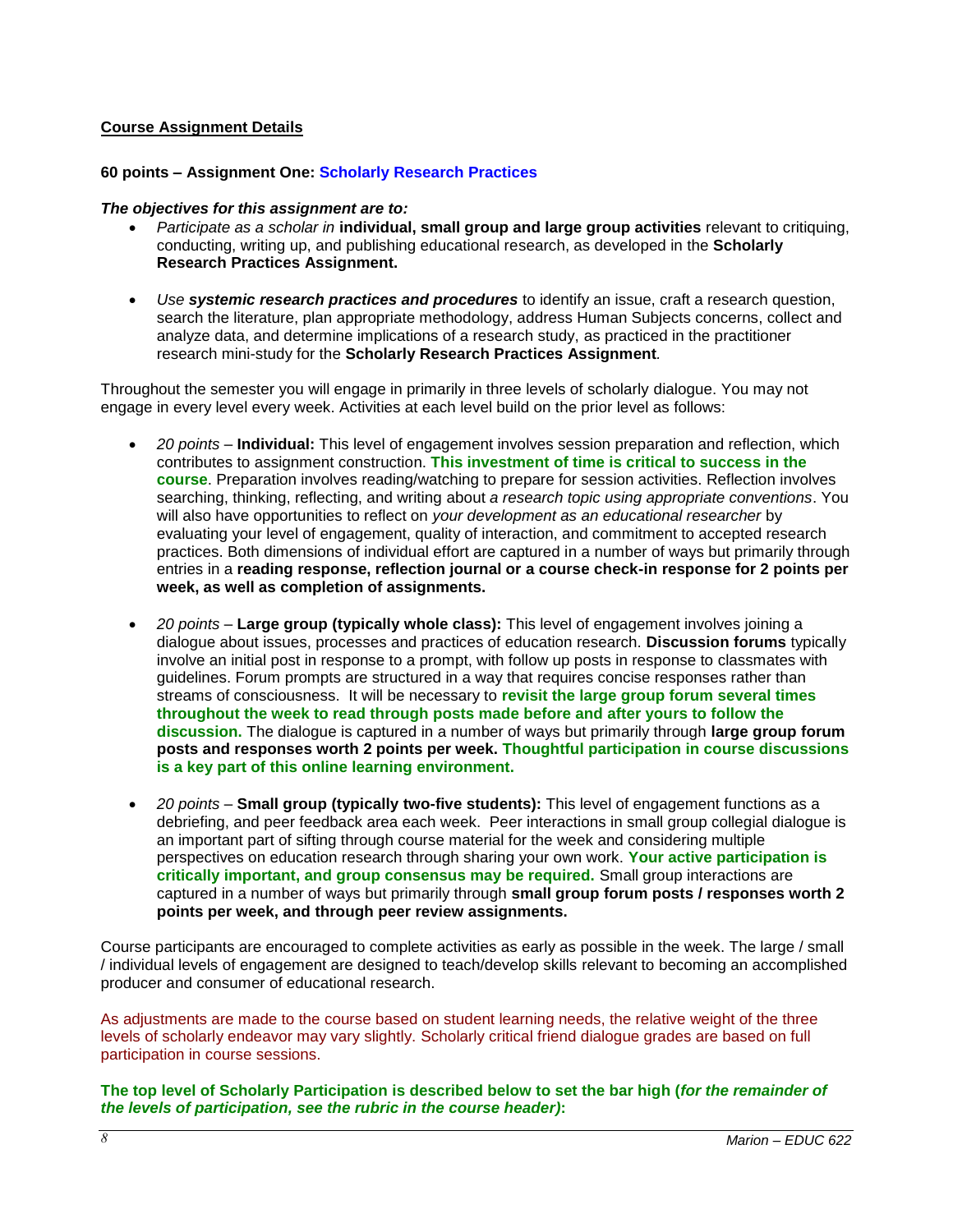**Course Assignment Details**

**60 points – Assignment One: Scholarly Research Practices**

***The objectives for this assignment are to:***

- *Participate as a scholar in* **individual, small group and large group activities** relevant to critiquing, conducting, writing up, and publishing educational research, as developed in the **Scholarly Research Practices Assignment.**

- *Use* ***systemic research practices and procedures*** to identify an issue, craft a research question, search the literature, plan appropriate methodology, address Human Subjects concerns, collect and analyze data, and determine implications of a research study, as practiced in the practitioner research mini-study for the **Scholarly Research Practices Assignment***.*

Throughout the semester you will engage in primarily in three levels of scholarly dialogue. You may not engage in every level every week. Activities at each level build on the prior level as follows:

- *20 points* – **Individual:** This level of engagement involves session preparation and reflection, which contributes to assignment construction. **This investment of time is critical to success in the course**. Preparation involves reading/watching to prepare for session activities. Reflection involves searching, thinking, reflecting, and writing about *a research topic using appropriate conventions*. You will also have opportunities to reflect on *your development as an educational researcher* by evaluating your level of engagement, quality of interaction, and commitment to accepted research practices. Both dimensions of individual effort are captured in a number of ways but primarily through entries in a **reading response, reflection journal or a course check-in response for 2 points per week, as well as completion of assignments.**

- *20 points* – **Large group (typically whole class):** This level of engagement involves joining a dialogue about issues, processes and practices of education research. **Discussion forums** typically involve an initial post in response to a prompt, with follow up posts in response to classmates with guidelines. Forum prompts are structured in a way that requires concise responses rather than streams of consciousness. It will be necessary to **revisit the large group forum several times throughout the week to read through posts made before and after yours to follow the discussion.** The dialogue is captured in a number of ways but primarily through **large group forum posts and responses worth 2 points per week. Thoughtful participation in course discussions is a key part of this online learning environment.**

- *20 points* – **Small group (typically two-five students):** This level of engagement functions as a debriefing, and peer feedback area each week. Peer interactions in small group collegial dialogue is an important part of sifting through course material for the week and considering multiple perspectives on education research through sharing your own work. **Your active participation is critically important, and group consensus may be required.** Small group interactions are captured in a number of ways but primarily through **small group forum posts / responses worth 2 points per week, and through peer review assignments.**

Course participants are encouraged to complete activities as early as possible in the week. The large / small / individual levels of engagement are designed to teach/develop skills relevant to becoming an accomplished producer and consumer of educational research.

As adjustments are made to the course based on student learning needs, the relative weight of the three levels of scholarly endeavor may vary slightly. Scholarly critical friend dialogue grades are based on full participation in course sessions.

**The top level of Scholarly Participation is described below to set the bar high (*for the remainder of the levels of participation, see the rubric in the course header)*:**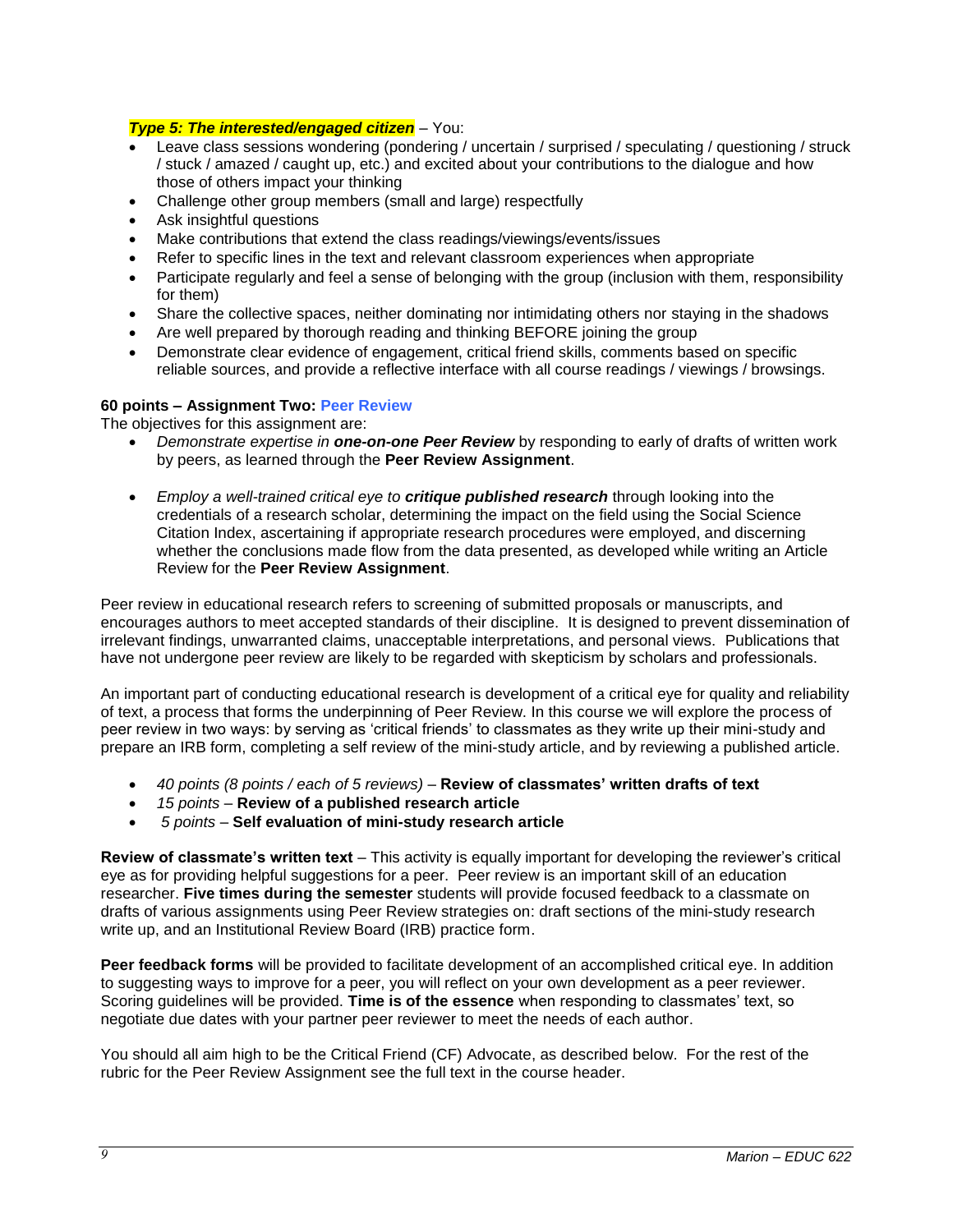***Type 5: The interested/engaged citizen*** – You:

- Leave class sessions wondering (pondering / uncertain / surprised / speculating / questioning / struck / stuck / amazed / caught up, etc.) and excited about your contributions to the dialogue and how those of others impact your thinking
- Challenge other group members (small and large) respectfully
- Ask insightful questions
- Make contributions that extend the class readings/viewings/events/issues
- Refer to specific lines in the text and relevant classroom experiences when appropriate
- Participate regularly and feel a sense of belonging with the group (inclusion with them, responsibility for them)
- Share the collective spaces, neither dominating nor intimidating others nor staying in the shadows
- Are well prepared by thorough reading and thinking BEFORE joining the group
- Demonstrate clear evidence of engagement, critical friend skills, comments based on specific reliable sources, and provide a reflective interface with all course readings / viewings / browsings.

**60 points – Assignment Two: Peer Review**

The objectives for this assignment are:

- *Demonstrate expertise in* ***one-on-one Peer Review*** by responding to early of drafts of written work by peers, as learned through the **Peer Review Assignment**.
- *Employ a well-trained critical eye to* ***critique published research*** through looking into the credentials of a research scholar, determining the impact on the field using the Social Science Citation Index, ascertaining if appropriate research procedures were employed, and discerning whether the conclusions made flow from the data presented, as developed while writing an Article Review for the **Peer Review Assignment**.

Peer review in educational research refers to screening of submitted proposals or manuscripts, and encourages authors to meet accepted standards of their discipline. It is designed to prevent dissemination of irrelevant findings, unwarranted claims, unacceptable interpretations, and personal views. Publications that have not undergone peer review are likely to be regarded with skepticism by scholars and professionals.

An important part of conducting educational research is development of a critical eye for quality and reliability of text, a process that forms the underpinning of Peer Review. In this course we will explore the process of peer review in two ways: by serving as 'critical friends' to classmates as they write up their mini-study and prepare an IRB form, completing a self review of the mini-study article, and by reviewing a published article.

- *40 points (8 points / each of 5 reviews)* – **Review of classmates' written drafts of text**
- *15 points* – **Review of a published research article**
- *5 points* – **Self evaluation of mini-study research article**

**Review of classmate's written text** – This activity is equally important for developing the reviewer's critical eye as for providing helpful suggestions for a peer. Peer review is an important skill of an education researcher. **Five times during the semester** students will provide focused feedback to a classmate on drafts of various assignments using Peer Review strategies on: draft sections of the mini-study research write up, and an Institutional Review Board (IRB) practice form.

**Peer feedback forms** will be provided to facilitate development of an accomplished critical eye. In addition to suggesting ways to improve for a peer, you will reflect on your own development as a peer reviewer. Scoring guidelines will be provided. **Time is of the essence** when responding to classmates' text, so negotiate due dates with your partner peer reviewer to meet the needs of each author.

You should all aim high to be the Critical Friend (CF) Advocate, as described below. For the rest of the rubric for the Peer Review Assignment see the full text in the course header.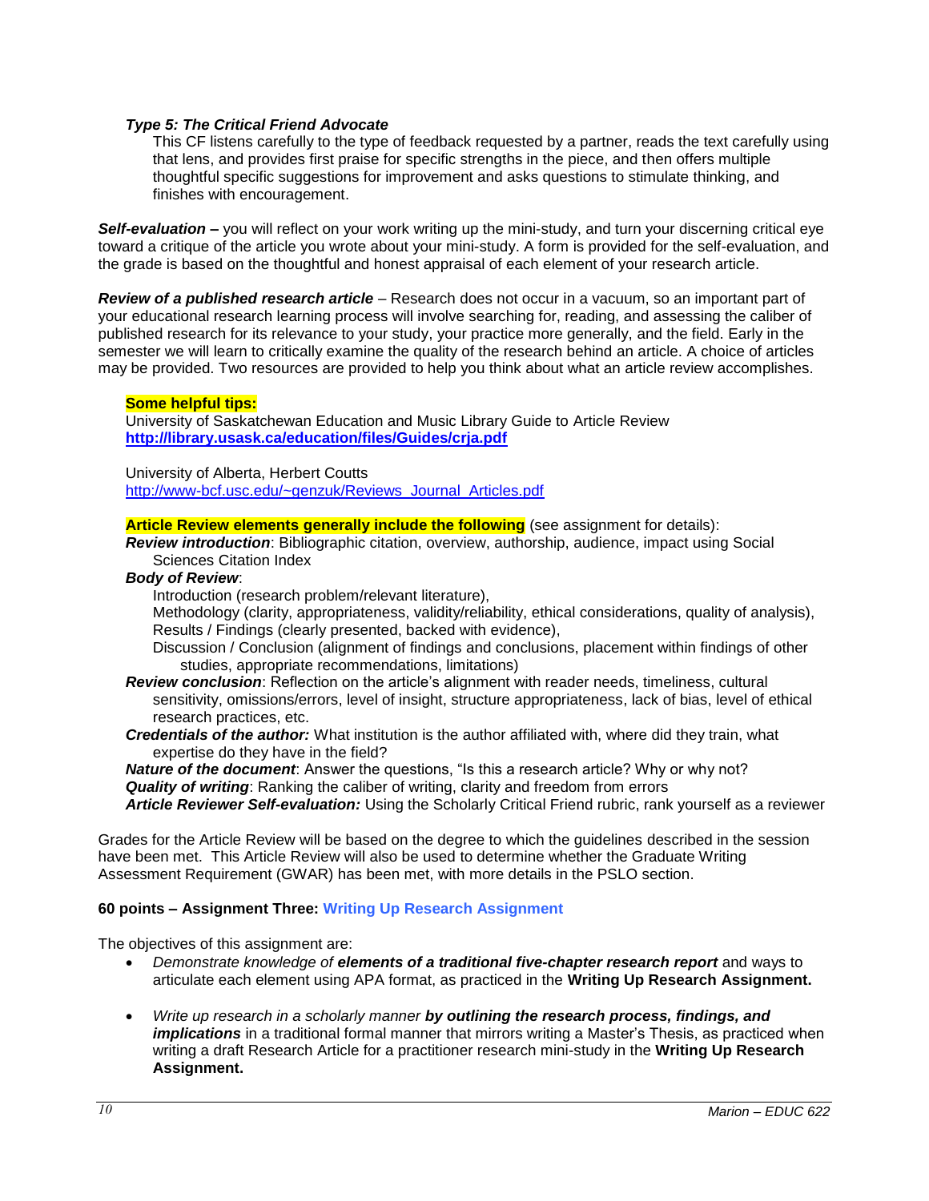***Type 5: The Critical Friend Advocate***

This CF listens carefully to the type of feedback requested by a partner, reads the text carefully using that lens, and provides first praise for specific strengths in the piece, and then offers multiple thoughtful specific suggestions for improvement and asks questions to stimulate thinking, and finishes with encouragement.

***Self-evaluation –*** you will reflect on your work writing up the mini-study, and turn your discerning critical eye toward a critique of the article you wrote about your mini-study. A form is provided for the self-evaluation, and the grade is based on the thoughtful and honest appraisal of each element of your research article.

***Review of a published research article*** – Research does not occur in a vacuum, so an important part of your educational research learning process will involve searching for, reading, and assessing the caliber of published research for its relevance to your study, your practice more generally, and the field. Early in the semester we will learn to critically examine the quality of the research behind an article. A choice of articles may be provided. Two resources are provided to help you think about what an article review accomplishes.

**Some helpful tips:**

University of Saskatchewan Education and Music Library Guide to Article Review
**http://library.usask.ca/education/files/Guides/crja.pdf**

University of Alberta, Herbert Coutts
http://www-bcf.usc.edu/~genzuk/Reviews_Journal_Articles.pdf

**Article Review elements generally include the following** (see assignment for details):

***Review introduction***: Bibliographic citation, overview, authorship, audience, impact using Social Sciences Citation Index

***Body of Review***:

Introduction (research problem/relevant literature),
Methodology (clarity, appropriateness, validity/reliability, ethical considerations, quality of analysis),
Results / Findings (clearly presented, backed with evidence),
Discussion / Conclusion (alignment of findings and conclusions, placement within findings of other studies, appropriate recommendations, limitations)

***Review conclusion***: Reflection on the article's alignment with reader needs, timeliness, cultural sensitivity, omissions/errors, level of insight, structure appropriateness, lack of bias, level of ethical research practices, etc.

***Credentials of the author:*** What institution is the author affiliated with, where did they train, what expertise do they have in the field?

***Nature of the document***: Answer the questions, "Is this a research article? Why or why not?

***Quality of writing***: Ranking the caliber of writing, clarity and freedom from errors

***Article Reviewer Self-evaluation:*** Using the Scholarly Critical Friend rubric, rank yourself as a reviewer

Grades for the Article Review will be based on the degree to which the guidelines described in the session have been met. This Article Review will also be used to determine whether the Graduate Writing Assessment Requirement (GWAR) has been met, with more details in the PSLO section.

**60 points – Assignment Three: Writing Up Research Assignment**

The objectives of this assignment are:

- *Demonstrate knowledge of* ***elements of a traditional five-chapter research report*** and ways to articulate each element using APA format, as practiced in the **Writing Up Research Assignment.**

- *Write up research in a scholarly manner* ***by outlining the research process, findings, and implications*** in a traditional formal manner that mirrors writing a Master's Thesis, as practiced when writing a draft Research Article for a practitioner research mini-study in the **Writing Up Research Assignment.**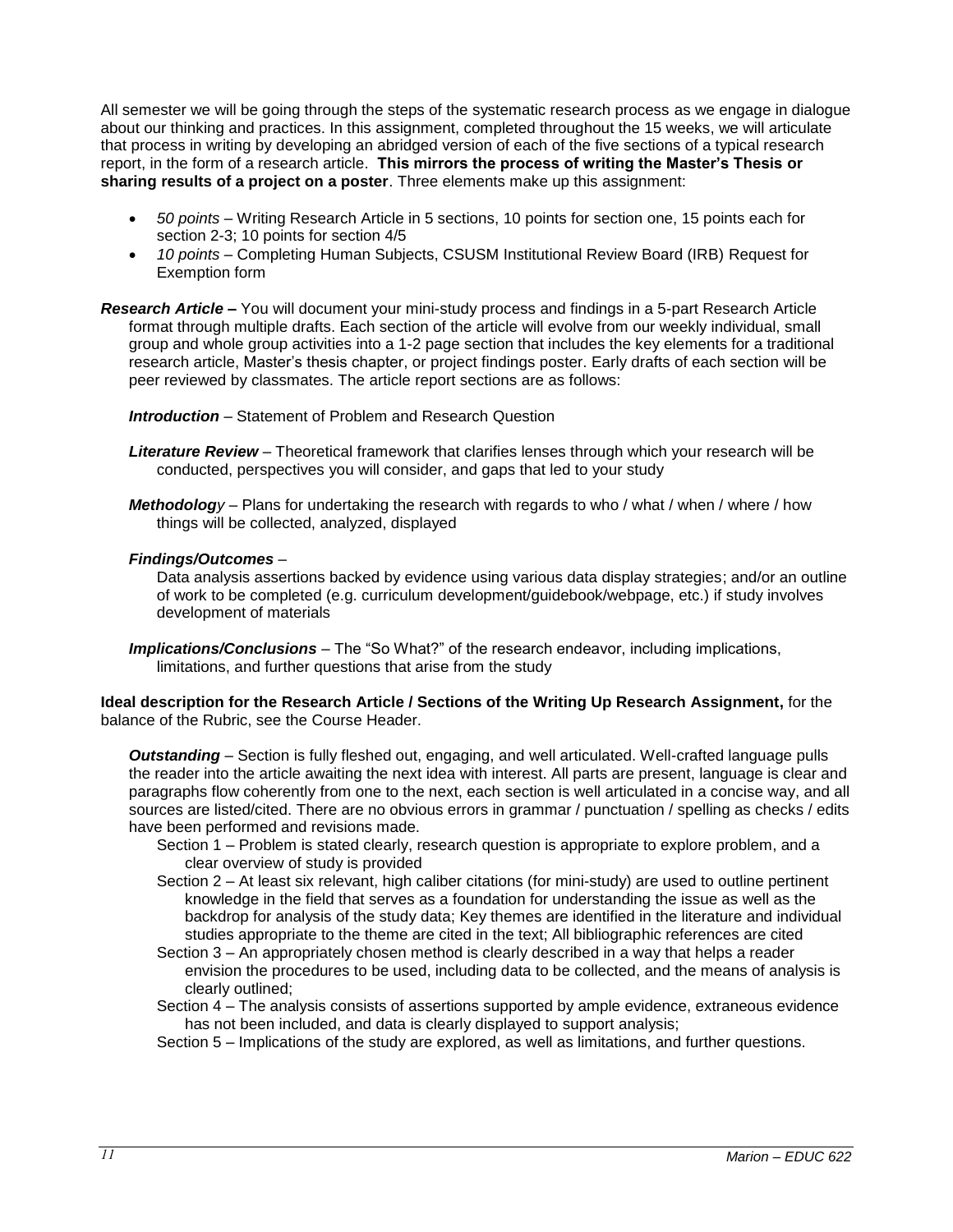All semester we will be going through the steps of the systematic research process as we engage in dialogue about our thinking and practices. In this assignment, completed throughout the 15 weeks, we will articulate that process in writing by developing an abridged version of each of the five sections of a typical research report, in the form of a research article. **This mirrors the process of writing the Master's Thesis or sharing results of a project on a poster**. Three elements make up this assignment:

- *50 points* – Writing Research Article in 5 sections, 10 points for section one, 15 points each for section 2-3; 10 points for section 4/5
- *10 points* – Completing Human Subjects, CSUSM Institutional Review Board (IRB) Request for Exemption form

***Research Article*** **–** You will document your mini-study process and findings in a 5-part Research Article format through multiple drafts. Each section of the article will evolve from our weekly individual, small group and whole group activities into a 1-2 page section that includes the key elements for a traditional research article, Master's thesis chapter, or project findings poster. Early drafts of each section will be peer reviewed by classmates. The article report sections are as follows:

***Introduction*** – Statement of Problem and Research Question

***Literature Review*** – Theoretical framework that clarifies lenses through which your research will be conducted, perspectives you will consider, and gaps that led to your study

***Methodology*** – Plans for undertaking the research with regards to who / what / when / where / how things will be collected, analyzed, displayed

***Findings/Outcomes*** –

Data analysis assertions backed by evidence using various data display strategies; and/or an outline of work to be completed (e.g. curriculum development/guidebook/webpage, etc.) if study involves development of materials

***Implications/Conclusions*** – The "So What?" of the research endeavor, including implications, limitations, and further questions that arise from the study

**Ideal description for the Research Article / Sections of the Writing Up Research Assignment,** for the balance of the Rubric, see the Course Header.

***Outstanding*** – Section is fully fleshed out, engaging, and well articulated. Well-crafted language pulls the reader into the article awaiting the next idea with interest. All parts are present, language is clear and paragraphs flow coherently from one to the next, each section is well articulated in a concise way, and all sources are listed/cited. There are no obvious errors in grammar / punctuation / spelling as checks / edits have been performed and revisions made.

Section 1 – Problem is stated clearly, research question is appropriate to explore problem, and a clear overview of study is provided

Section 2 – At least six relevant, high caliber citations (for mini-study) are used to outline pertinent knowledge in the field that serves as a foundation for understanding the issue as well as the backdrop for analysis of the study data; Key themes are identified in the literature and individual studies appropriate to the theme are cited in the text; All bibliographic references are cited

Section 3 – An appropriately chosen method is clearly described in a way that helps a reader envision the procedures to be used, including data to be collected, and the means of analysis is clearly outlined;

Section 4 – The analysis consists of assertions supported by ample evidence, extraneous evidence has not been included, and data is clearly displayed to support analysis;

Section 5 – Implications of the study are explored, as well as limitations, and further questions.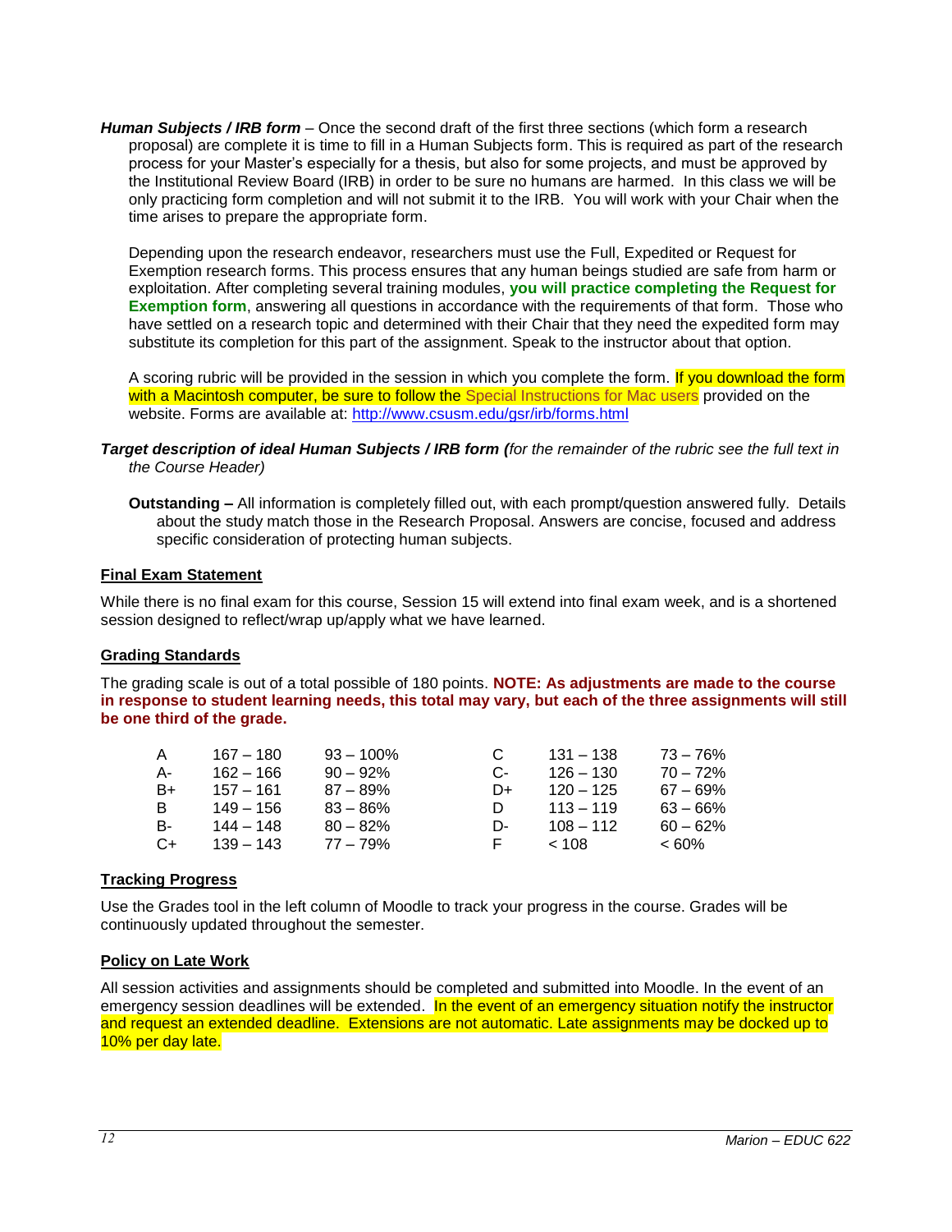***Human Subjects / IRB form*** – Once the second draft of the first three sections (which form a research proposal) are complete it is time to fill in a Human Subjects form. This is required as part of the research process for your Master's especially for a thesis, but also for some projects, and must be approved by the Institutional Review Board (IRB) in order to be sure no humans are harmed. In this class we will be only practicing form completion and will not submit it to the IRB. You will work with your Chair when the time arises to prepare the appropriate form.

Depending upon the research endeavor, researchers must use the Full, Expedited or Request for Exemption research forms. This process ensures that any human beings studied are safe from harm or exploitation. After completing several training modules, **you will practice completing the Request for Exemption form**, answering all questions in accordance with the requirements of that form. Those who have settled on a research topic and determined with their Chair that they need the expedited form may substitute its completion for this part of the assignment. Speak to the instructor about that option.

A scoring rubric will be provided in the session in which you complete the form. If you download the form with a Macintosh computer, be sure to follow the Special Instructions for Mac users provided on the website. Forms are available at: http://www.csusm.edu/gsr/irb/forms.html

***Target description of ideal Human Subjects / IRB form (****for the remainder of the rubric see the full text in the Course Header)*

**Outstanding –** All information is completely filled out, with each prompt/question answered fully. Details about the study match those in the Research Proposal. Answers are concise, focused and address specific consideration of protecting human subjects.

## Final Exam Statement

While there is no final exam for this course, Session 15 will extend into final exam week, and is a shortened session designed to reflect/wrap up/apply what we have learned.

## Grading Standards

The grading scale is out of a total possible of 180 points. **NOTE: As adjustments are made to the course in response to student learning needs, this total may vary, but each of the three assignments will still be one third of the grade.**

| Grade | Points | Percent | Grade | Points | Percent |
|---|---|---|---|---|---|
| A | 167 – 180 | 93 – 100% | C | 131 – 138 | 73 – 76% |
| A- | 162 – 166 | 90 – 92% | C- | 126 – 130 | 70 – 72% |
| B+ | 157 – 161 | 87 – 89% | D+ | 120 – 125 | 67 – 69% |
| B | 149 – 156 | 83 – 86% | D | 113 – 119 | 63 – 66% |
| B- | 144 – 148 | 80 – 82% | D- | 108 – 112 | 60 – 62% |
| C+ | 139 – 143 | 77 – 79% | F | < 108 | < 60% |

## Tracking Progress

Use the Grades tool in the left column of Moodle to track your progress in the course. Grades will be continuously updated throughout the semester.

## Policy on Late Work

All session activities and assignments should be completed and submitted into Moodle. In the event of an emergency session deadlines will be extended. In the event of an emergency situation notify the instructor and request an extended deadline. Extensions are not automatic. Late assignments may be docked up to 10% per day late.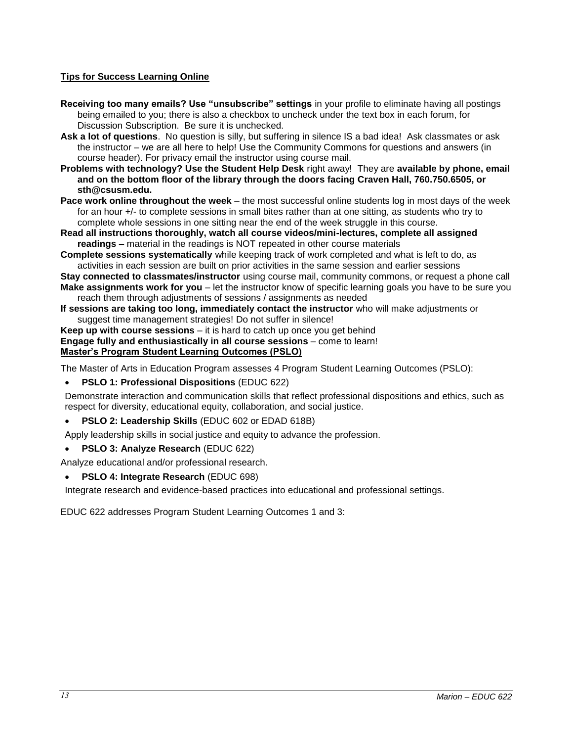**Tips for Success Learning Online**

**Receiving too many emails? Use "unsubscribe" settings** in your profile to eliminate having all postings being emailed to you; there is also a checkbox to uncheck under the text box in each forum, for Discussion Subscription. Be sure it is unchecked.

**Ask a lot of questions**. No question is silly, but suffering in silence IS a bad idea! Ask classmates or ask the instructor – we are all here to help! Use the Community Commons for questions and answers (in course header). For privacy email the instructor using course mail.

**Problems with technology? Use the Student Help Desk** right away! They are **available by phone, email and on the bottom floor of the library through the doors facing Craven Hall, 760.750.6505, or sth@csusm.edu.**

**Pace work online throughout the week** – the most successful online students log in most days of the week for an hour +/- to complete sessions in small bites rather than at one sitting, as students who try to complete whole sessions in one sitting near the end of the week struggle in this course.

**Read all instructions thoroughly, watch all course videos/mini-lectures, complete all assigned readings –** material in the readings is NOT repeated in other course materials

**Complete sessions systematically** while keeping track of work completed and what is left to do, as activities in each session are built on prior activities in the same session and earlier sessions

**Stay connected to classmates/instructor** using course mail, community commons, or request a phone call

**Make assignments work for you** – let the instructor know of specific learning goals you have to be sure you reach them through adjustments of sessions / assignments as needed

**If sessions are taking too long, immediately contact the instructor** who will make adjustments or suggest time management strategies! Do not suffer in silence!

**Keep up with course sessions** – it is hard to catch up once you get behind

**Engage fully and enthusiastically in all course sessions** – come to learn!

**Master's Program Student Learning Outcomes (PSLO)**

The Master of Arts in Education Program assesses 4 Program Student Learning Outcomes (PSLO):

- **PSLO 1: Professional Dispositions** (EDUC 622)

  Demonstrate interaction and communication skills that reflect professional dispositions and ethics, such as respect for diversity, educational equity, collaboration, and social justice.

- **PSLO 2: Leadership Skills** (EDUC 602 or EDAD 618B)

  Apply leadership skills in social justice and equity to advance the profession.

- **PSLO 3: Analyze Research** (EDUC 622)

  Analyze educational and/or professional research.

- **PSLO 4: Integrate Research** (EDUC 698)

  Integrate research and evidence-based practices into educational and professional settings.

EDUC 622 addresses Program Student Learning Outcomes 1 and 3: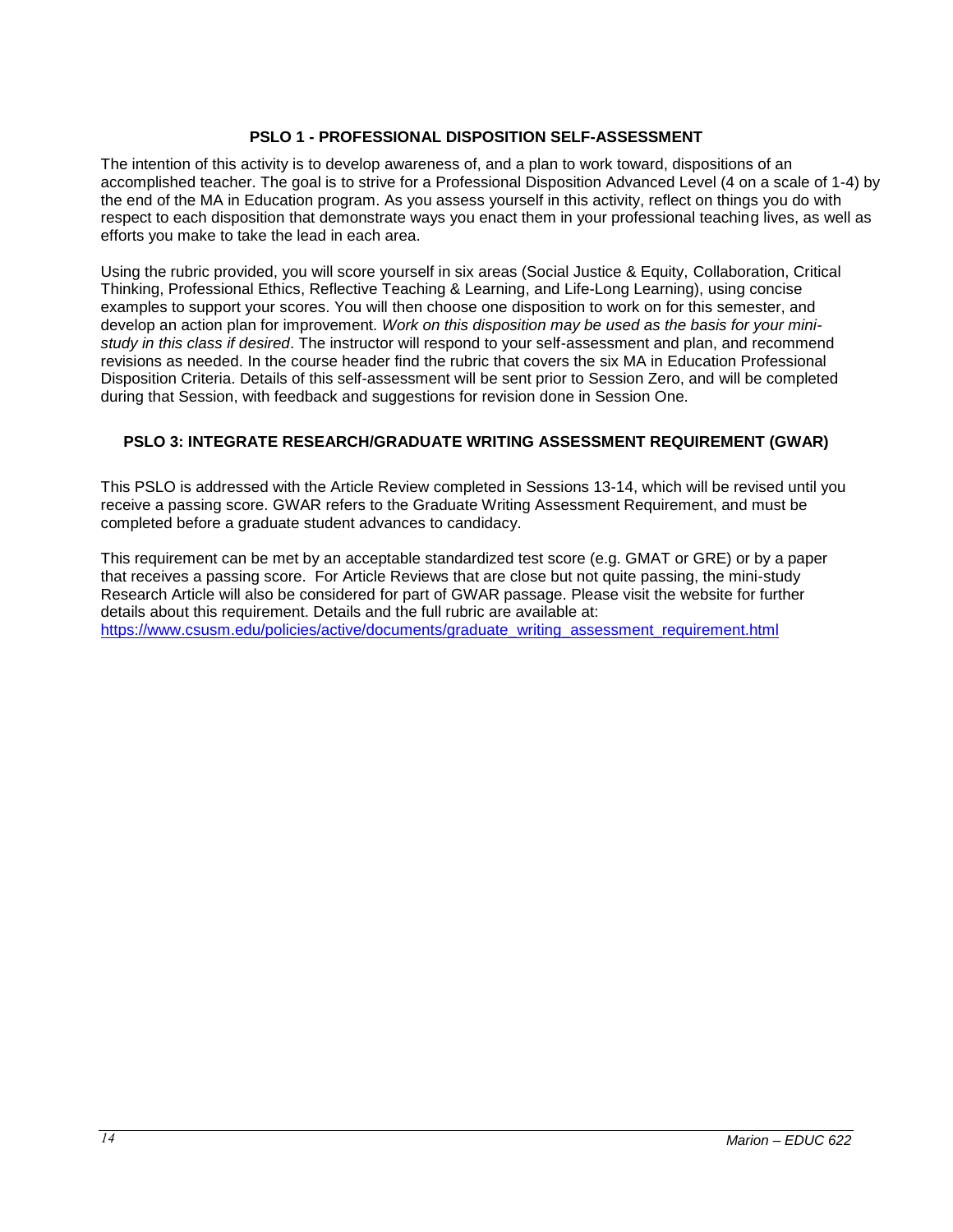## PSLO 1 - PROFESSIONAL DISPOSITION SELF-ASSESSMENT

The intention of this activity is to develop awareness of, and a plan to work toward, dispositions of an accomplished teacher. The goal is to strive for a Professional Disposition Advanced Level (4 on a scale of 1-4) by the end of the MA in Education program. As you assess yourself in this activity, reflect on things you do with respect to each disposition that demonstrate ways you enact them in your professional teaching lives, as well as efforts you make to take the lead in each area.

Using the rubric provided, you will score yourself in six areas (Social Justice & Equity, Collaboration, Critical Thinking, Professional Ethics, Reflective Teaching & Learning, and Life-Long Learning), using concise examples to support your scores. You will then choose one disposition to work on for this semester, and develop an action plan for improvement. *Work on this disposition may be used as the basis for your mini-study in this class if desired*. The instructor will respond to your self-assessment and plan, and recommend revisions as needed. In the course header find the rubric that covers the six MA in Education Professional Disposition Criteria. Details of this self-assessment will be sent prior to Session Zero, and will be completed during that Session, with feedback and suggestions for revision done in Session One.

## PSLO 3: INTEGRATE RESEARCH/GRADUATE WRITING ASSESSMENT REQUIREMENT (GWAR)

This PSLO is addressed with the Article Review completed in Sessions 13-14, which will be revised until you receive a passing score. GWAR refers to the Graduate Writing Assessment Requirement, and must be completed before a graduate student advances to candidacy.

This requirement can be met by an acceptable standardized test score (e.g. GMAT or GRE) or by a paper that receives a passing score. For Article Reviews that are close but not quite passing, the mini-study Research Article will also be considered for part of GWAR passage. Please visit the website for further details about this requirement. Details and the full rubric are available at: [https://www.csusm.edu/policies/active/documents/graduate_writing_assessment_requirement.html](https://www.csusm.edu/policies/active/documents/graduate_writing_assessment_requirement.html)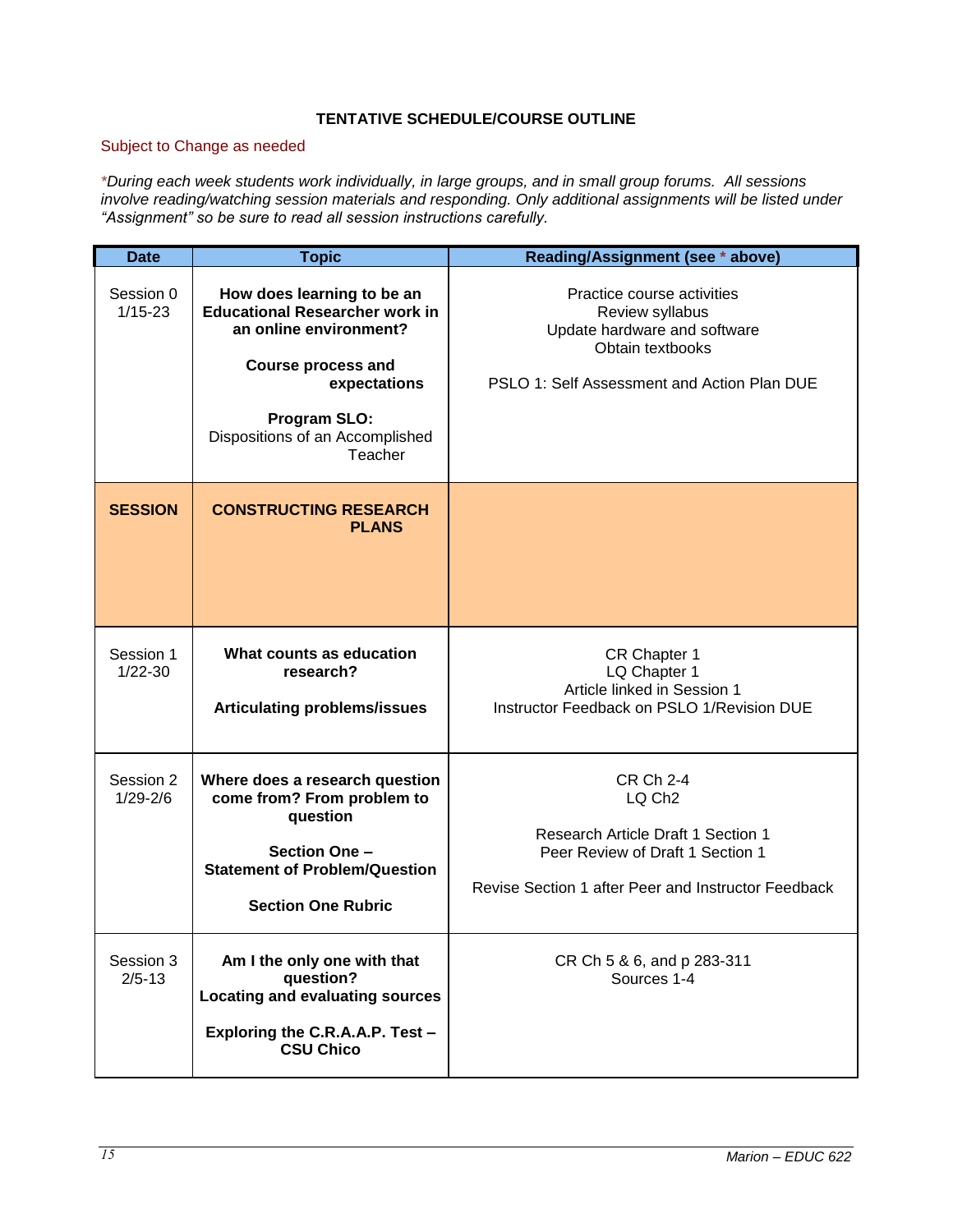**TENTATIVE SCHEDULE/COURSE OUTLINE**

Subject to Change as needed

**During each week students work individually, in large groups, and in small group forums. All sessions involve reading/watching session materials and responding. Only additional assignments will be listed under "Assignment" so be sure to read all session instructions carefully.*

| Date | Topic | Reading/Assignment (see * above) |
|---|---|---|
| Session 0<br>1/15-23 | **How does learning to be an Educational Researcher work in an online environment?**<br><br>**Course process and expectations**<br><br>**Program SLO:**<br>Dispositions of an Accomplished Teacher | Practice course activities<br>Review syllabus<br>Update hardware and software<br>Obtain textbooks<br><br>PSLO 1: Self Assessment and Action Plan DUE |
| **SESSION** | **CONSTRUCTING RESEARCH PLANS** | |
| Session 1<br>1/22-30 | **What counts as education research?**<br><br>**Articulating problems/issues** | CR Chapter 1<br>LQ Chapter 1<br>Article linked in Session 1<br>Instructor Feedback on PSLO 1/Revision DUE |
| Session 2<br>1/29-2/6 | **Where does a research question come from? From problem to question**<br><br>**Section One – Statement of Problem/Question**<br><br>**Section One Rubric** | CR Ch 2-4<br>LQ Ch2<br><br>Research Article Draft 1 Section 1<br>Peer Review of Draft 1 Section 1<br><br>Revise Section 1 after Peer and Instructor Feedback |
| Session 3<br>2/5-13 | **Am I the only one with that question?**<br>**Locating and evaluating sources**<br><br>**Exploring the C.R.A.A.P. Test – CSU Chico** | CR Ch 5 & 6, and p 283-311<br>Sources 1-4 |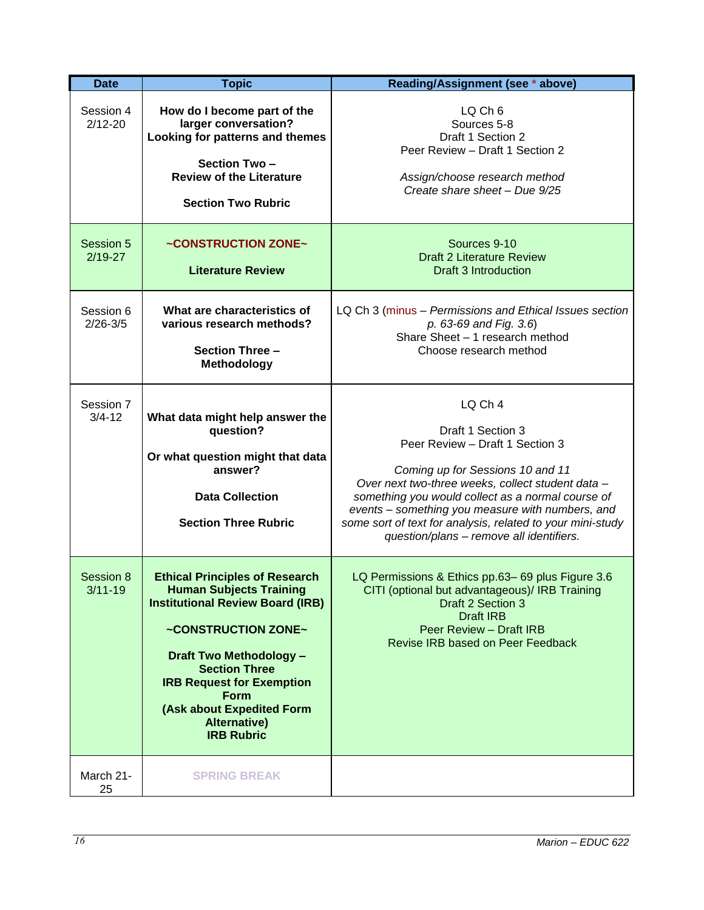| Date | Topic | Reading/Assignment (see * above) |
|---|---|---|
| Session 4<br>2/12-20 | **How do I become part of the larger conversation?**<br>**Looking for patterns and themes**<br><br>**Section Two – Review of the Literature**<br><br>**Section Two Rubric** | LQ Ch 6<br>Sources 5-8<br>Draft 1 Section 2<br>Peer Review – Draft 1 Section 2<br><br>*Assign/choose research method*<br>*Create share sheet – Due 9/25* |
| Session 5<br>2/19-27 | **~CONSTRUCTION ZONE~**<br><br>**Literature Review** | Sources 9-10<br>Draft 2 Literature Review<br>Draft 3 Introduction |
| Session 6<br>2/26-3/5 | **What are characteristics of various research methods?**<br><br>**Section Three – Methodology** | LQ Ch 3 (minus – *Permissions and Ethical Issues section p. 63-69 and Fig. 3.6*)<br>Share Sheet – 1 research method<br>Choose research method |
| Session 7<br>3/4-12 | **What data might help answer the question?**<br><br>**Or what question might that data answer?**<br><br>**Data Collection**<br><br>**Section Three Rubric** | LQ Ch 4<br><br>Draft 1 Section 3<br>Peer Review – Draft 1 Section 3<br><br>*Coming up for Sessions 10 and 11*<br>*Over next two-three weeks, collect student data – something you would collect as a normal course of events – something you measure with numbers, and some sort of text for analysis, related to your mini-study question/plans – remove all identifiers.* |
| Session 8<br>3/11-19 | **Ethical Principles of Research**<br>**Human Subjects Training**<br>**Institutional Review Board (IRB)**<br><br>**~CONSTRUCTION ZONE~**<br><br>**Draft Two Methodology – Section Three**<br>**IRB Request for Exemption Form**<br>**(Ask about Expedited Form Alternative)**<br>**IRB Rubric** | LQ Permissions & Ethics pp.63– 69 plus Figure 3.6<br>CITI (optional but advantageous)/ IRB Training<br>Draft 2 Section 3<br>Draft IRB<br>Peer Review – Draft IRB<br>Revise IRB based on Peer Feedback |
| March 21-25 | **SPRING BREAK** | |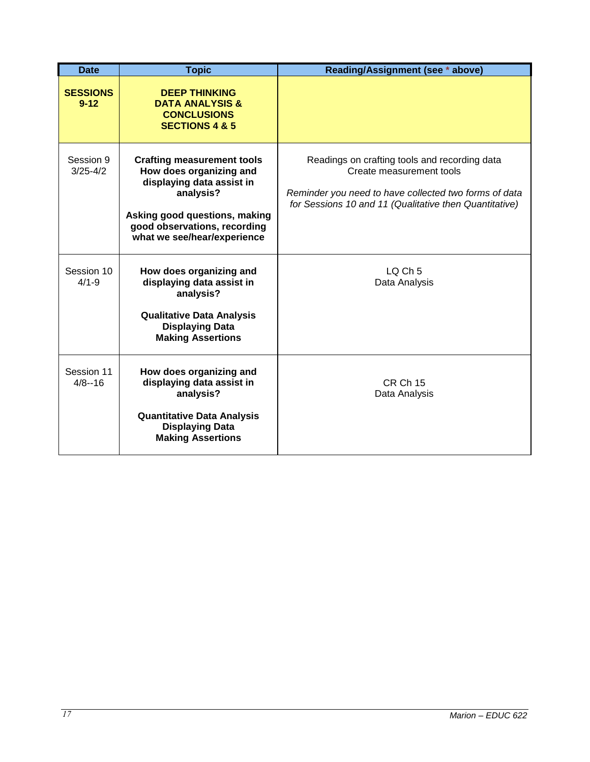| Date | Topic | Reading/Assignment (see * above) |
|---|---|---|
| **SESSIONS 9-12** | **DEEP THINKING DATA ANALYSIS & CONCLUSIONS SECTIONS 4 & 5** | |
| Session 9 3/25-4/2 | **Crafting measurement tools How does organizing and displaying data assist in analysis?** <br><br> **Asking good questions, making good observations, recording what we see/hear/experience** | Readings on crafting tools and recording data <br> Create measurement tools <br><br> *Reminder you need to have collected two forms of data for Sessions 10 and 11 (Qualitative then Quantitative)* |
| Session 10 4/1-9 | **How does organizing and displaying data assist in analysis?** <br><br> **Qualitative Data Analysis Displaying Data Making Assertions** | LQ Ch 5 <br> Data Analysis |
| Session 11 4/8--16 | **How does organizing and displaying data assist in analysis?** <br><br> **Quantitative Data Analysis Displaying Data Making Assertions** | CR Ch 15 <br> Data Analysis |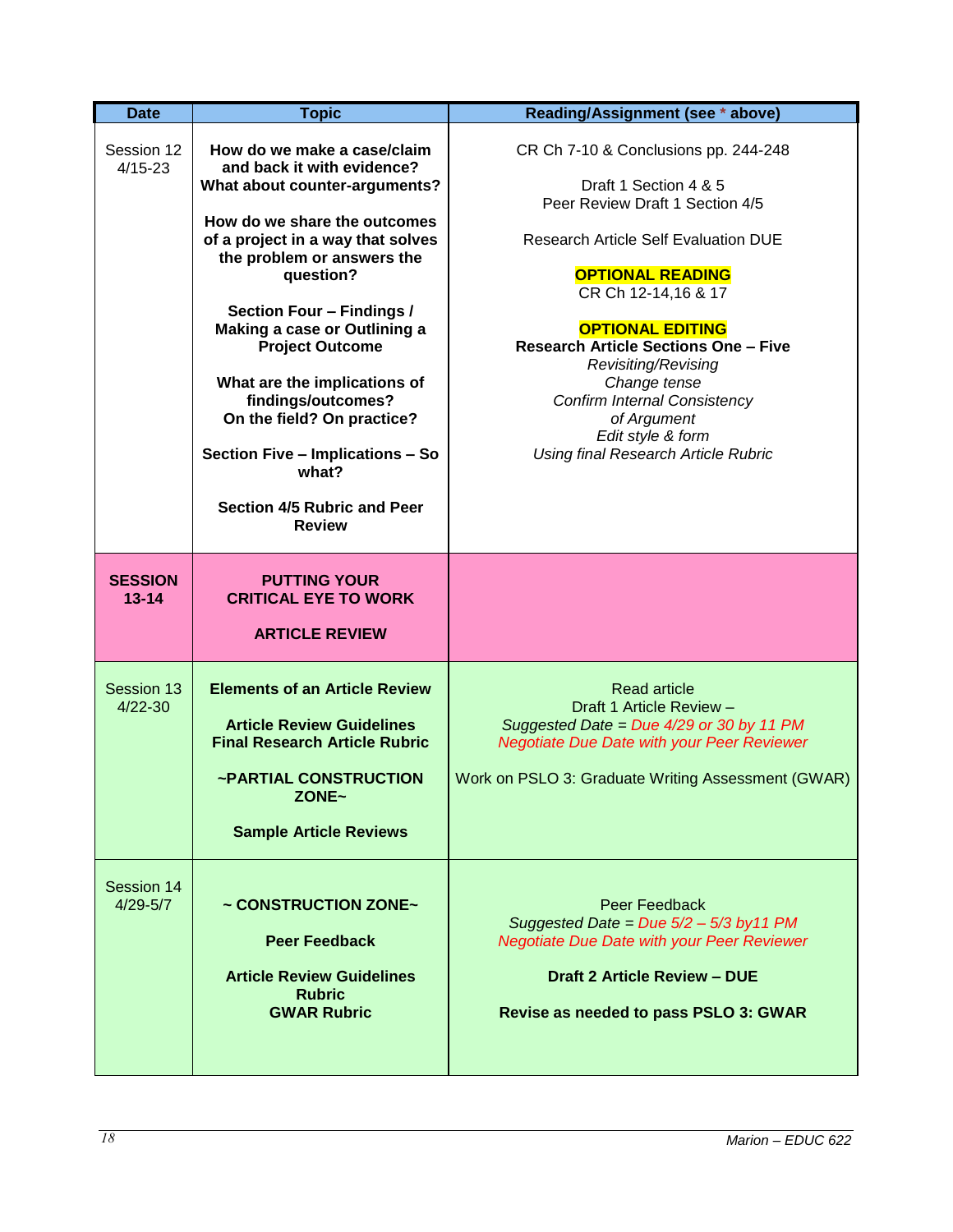| Date | Topic | Reading/Assignment (see * above) |
|---|---|---|
| Session 12<br>4/15-23 | **How do we make a case/claim and back it with evidence? What about counter-arguments?**<br><br>**How do we share the outcomes of a project in a way that solves the problem or answers the question?**<br><br>**Section Four – Findings / Making a case or Outlining a Project Outcome**<br><br>**What are the implications of findings/outcomes? On the field? On practice?**<br><br>**Section Five – Implications – So what?**<br><br>**Section 4/5 Rubric and Peer Review** | CR Ch 7-10 & Conclusions pp. 244-248<br><br>Draft 1 Section 4 & 5<br>Peer Review Draft 1 Section 4/5<br><br>Research Article Self Evaluation DUE<br><br>**OPTIONAL READING**<br>CR Ch 12-14,16 & 17<br><br>**OPTIONAL EDITING**<br>**Research Article Sections One – Five**<br>*Revisiting/Revising*<br>*Change tense*<br>*Confirm Internal Consistency of Argument*<br>*Edit style & form*<br>*Using final Research Article Rubric* |
| **SESSION 13-14** | **PUTTING YOUR CRITICAL EYE TO WORK**<br><br>**ARTICLE REVIEW** | |
| Session 13<br>4/22-30 | **Elements of an Article Review**<br><br>**Article Review Guidelines**<br>**Final Research Article Rubric**<br><br>**~PARTIAL CONSTRUCTION ZONE~**<br><br>**Sample Article Reviews** | Read article<br>Draft 1 Article Review –<br>*Suggested Date = Due 4/29 or 30 by 11 PM*<br>*Negotiate Due Date with your Peer Reviewer*<br><br>Work on PSLO 3: Graduate Writing Assessment (GWAR) |
| Session 14<br>4/29-5/7 | **~ CONSTRUCTION ZONE~**<br><br>**Peer Feedback**<br><br>**Article Review Guidelines**<br>**Rubric**<br>**GWAR Rubric** | Peer Feedback<br>*Suggested Date = Due 5/2 – 5/3 by11 PM*<br>*Negotiate Due Date with your Peer Reviewer*<br><br>**Draft 2 Article Review – DUE**<br><br>**Revise as needed to pass PSLO 3: GWAR** |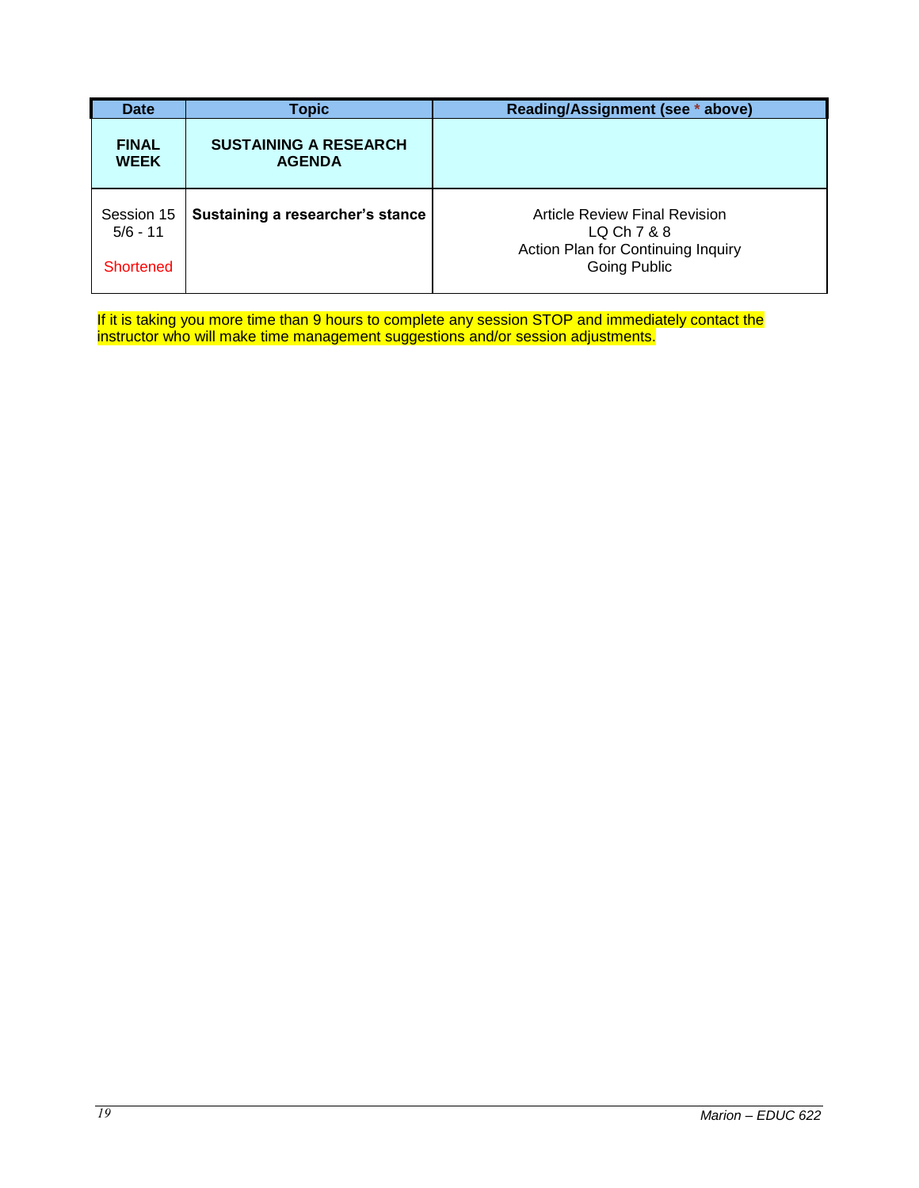| Date | Topic | Reading/Assignment (see * above) |
| --- | --- | --- |
| **FINAL WEEK** | **SUSTAINING A RESEARCH AGENDA** | |
| Session 15 5/6 - 11 Shortened | **Sustaining a researcher's stance** | Article Review Final Revision<br>LQ Ch 7 & 8<br>Action Plan for Continuing Inquiry<br>Going Public |

If it is taking you more time than 9 hours to complete any session STOP and immediately contact the instructor who will make time management suggestions and/or session adjustments.